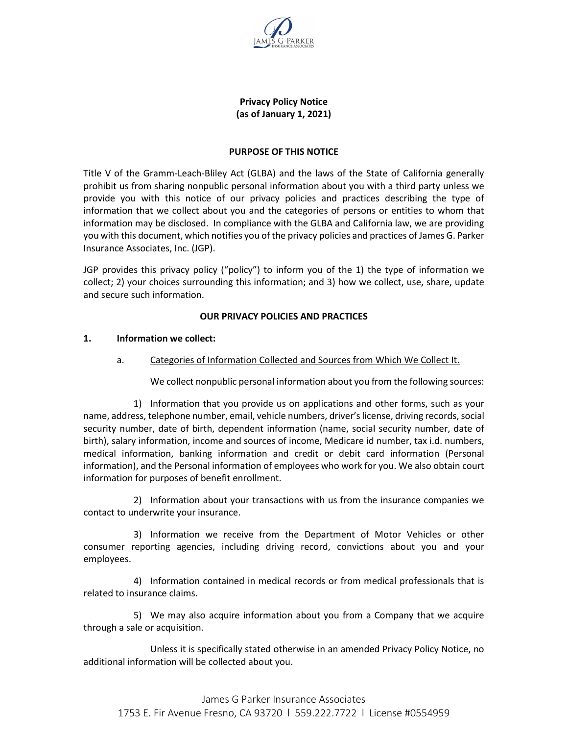**Privacy Policy Notice**
**(as of January 1, 2021)**

## PURPOSE OF THIS NOTICE

Title V of the Gramm-Leach-Bliley Act (GLBA) and the laws of the State of California generally prohibit us from sharing nonpublic personal information about you with a third party unless we provide you with this notice of our privacy policies and practices describing the type of information that we collect about you and the categories of persons or entities to whom that information may be disclosed. In compliance with the GLBA and California law, we are providing you with this document, which notifies you of the privacy policies and practices of James G. Parker Insurance Associates, Inc. (JGP).

JGP provides this privacy policy ("policy") to inform you of the 1) the type of information we collect; 2) your choices surrounding this information; and 3) how we collect, use, share, update and secure such information.

## OUR PRIVACY POLICIES AND PRACTICES

### 1. Information we collect:

a. Categories of Information Collected and Sources from Which We Collect It.

We collect nonpublic personal information about you from the following sources:

1) Information that you provide us on applications and other forms, such as your name, address, telephone number, email, vehicle numbers, driver's license, driving records, social security number, date of birth, dependent information (name, social security number, date of birth), salary information, income and sources of income, Medicare id number, tax i.d. numbers, medical information, banking information and credit or debit card information (Personal information), and the Personal information of employees who work for you. We also obtain court information for purposes of benefit enrollment.

2) Information about your transactions with us from the insurance companies we contact to underwrite your insurance.

3) Information we receive from the Department of Motor Vehicles or other consumer reporting agencies, including driving record, convictions about you and your employees.

4) Information contained in medical records or from medical professionals that is related to insurance claims.

5) We may also acquire information about you from a Company that we acquire through a sale or acquisition.

Unless it is specifically stated otherwise in an amended Privacy Policy Notice, no additional information will be collected about you.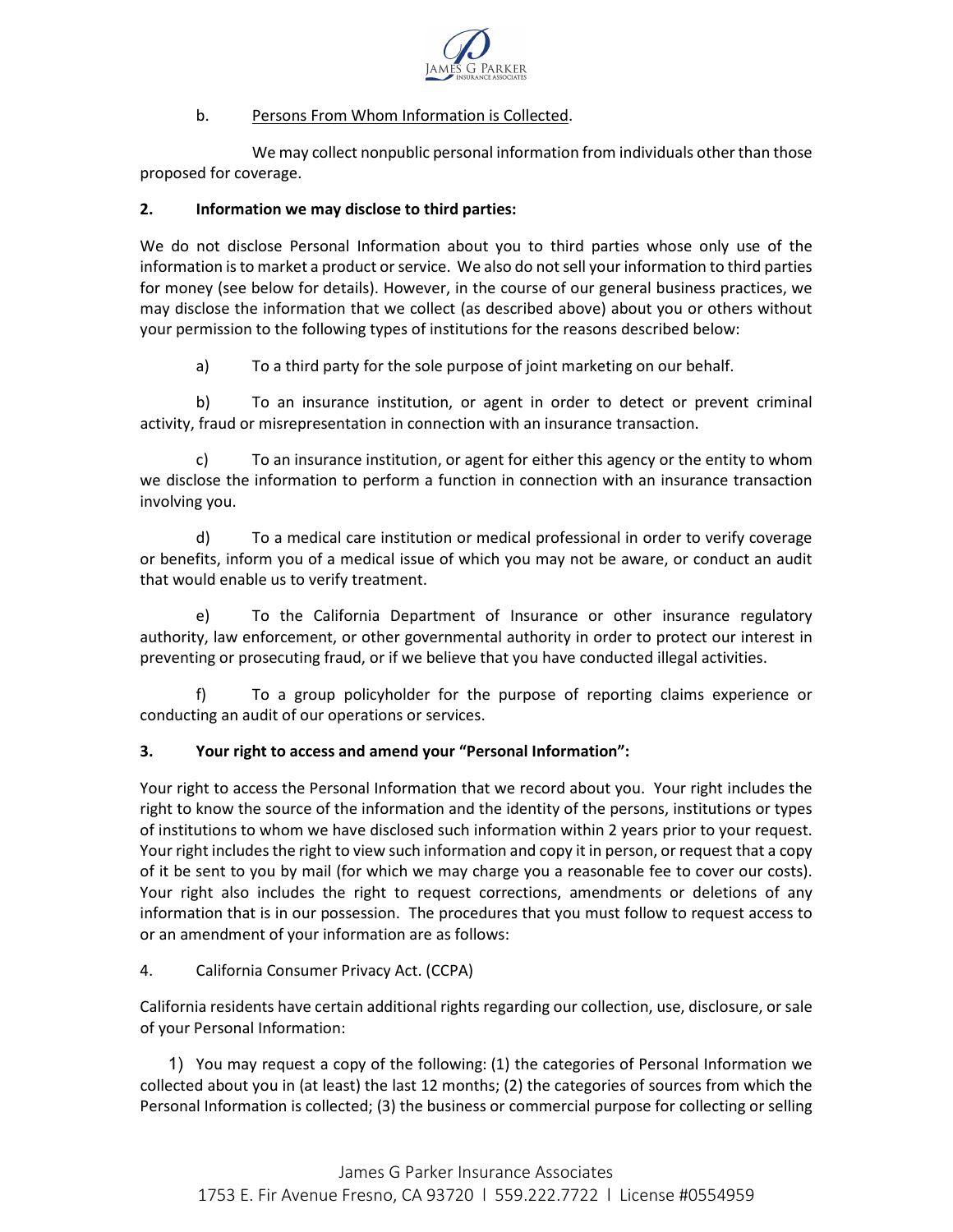b. Persons From Whom Information is Collected.

We may collect nonpublic personal information from individuals other than those proposed for coverage.

**2. Information we may disclose to third parties:**

We do not disclose Personal Information about you to third parties whose only use of the information is to market a product or service. We also do not sell your information to third parties for money (see below for details). However, in the course of our general business practices, we may disclose the information that we collect (as described above) about you or others without your permission to the following types of institutions for the reasons described below:

a) To a third party for the sole purpose of joint marketing on our behalf.

b) To an insurance institution, or agent in order to detect or prevent criminal activity, fraud or misrepresentation in connection with an insurance transaction.

c) To an insurance institution, or agent for either this agency or the entity to whom we disclose the information to perform a function in connection with an insurance transaction involving you.

d) To a medical care institution or medical professional in order to verify coverage or benefits, inform you of a medical issue of which you may not be aware, or conduct an audit that would enable us to verify treatment.

e) To the California Department of Insurance or other insurance regulatory authority, law enforcement, or other governmental authority in order to protect our interest in preventing or prosecuting fraud, or if we believe that you have conducted illegal activities.

f) To a group policyholder for the purpose of reporting claims experience or conducting an audit of our operations or services.

**3. Your right to access and amend your "Personal Information":**

Your right to access the Personal Information that we record about you. Your right includes the right to know the source of the information and the identity of the persons, institutions or types of institutions to whom we have disclosed such information within 2 years prior to your request. Your right includes the right to view such information and copy it in person, or request that a copy of it be sent to you by mail (for which we may charge you a reasonable fee to cover our costs). Your right also includes the right to request corrections, amendments or deletions of any information that is in our possession. The procedures that you must follow to request access to or an amendment of your information are as follows:

4. California Consumer Privacy Act. (CCPA)

California residents have certain additional rights regarding our collection, use, disclosure, or sale of your Personal Information:

1) You may request a copy of the following: (1) the categories of Personal Information we collected about you in (at least) the last 12 months; (2) the categories of sources from which the Personal Information is collected; (3) the business or commercial purpose for collecting or selling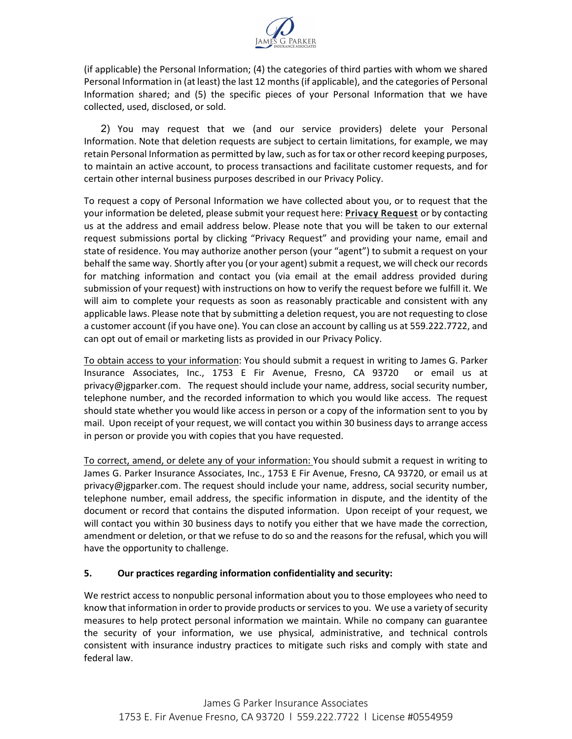(if applicable) the Personal Information; (4) the categories of third parties with whom we shared Personal Information in (at least) the last 12 months (if applicable), and the categories of Personal Information shared; and (5) the specific pieces of your Personal Information that we have collected, used, disclosed, or sold.

2) You may request that we (and our service providers) delete your Personal Information. Note that deletion requests are subject to certain limitations, for example, we may retain Personal Information as permitted by law, such as for tax or other record keeping purposes, to maintain an active account, to process transactions and facilitate customer requests, and for certain other internal business purposes described in our Privacy Policy.

To request a copy of Personal Information we have collected about you, or to request that the your information be deleted, please submit your request here: **Privacy Request** or by contacting us at the address and email address below. Please note that you will be taken to our external request submissions portal by clicking "Privacy Request" and providing your name, email and state of residence. You may authorize another person (your "agent") to submit a request on your behalf the same way. Shortly after you (or your agent) submit a request, we will check our records for matching information and contact you (via email at the email address provided during submission of your request) with instructions on how to verify the request before we fulfill it. We will aim to complete your requests as soon as reasonably practicable and consistent with any applicable laws. Please note that by submitting a deletion request, you are not requesting to close a customer account (if you have one). You can close an account by calling us at 559.222.7722, and can opt out of email or marketing lists as provided in our Privacy Policy.

To obtain access to your information: You should submit a request in writing to James G. Parker Insurance Associates, Inc., 1753 E Fir Avenue, Fresno, CA 93720 or email us at privacy@jgparker.com. The request should include your name, address, social security number, telephone number, and the recorded information to which you would like access. The request should state whether you would like access in person or a copy of the information sent to you by mail. Upon receipt of your request, we will contact you within 30 business days to arrange access in person or provide you with copies that you have requested.

To correct, amend, or delete any of your information: You should submit a request in writing to James G. Parker Insurance Associates, Inc., 1753 E Fir Avenue, Fresno, CA 93720, or email us at privacy@jgparker.com. The request should include your name, address, social security number, telephone number, email address, the specific information in dispute, and the identity of the document or record that contains the disputed information. Upon receipt of your request, we will contact you within 30 business days to notify you either that we have made the correction, amendment or deletion, or that we refuse to do so and the reasons for the refusal, which you will have the opportunity to challenge.

**5. Our practices regarding information confidentiality and security:**

We restrict access to nonpublic personal information about you to those employees who need to know that information in order to provide products or services to you. We use a variety of security measures to help protect personal information we maintain. While no company can guarantee the security of your information, we use physical, administrative, and technical controls consistent with insurance industry practices to mitigate such risks and comply with state and federal law.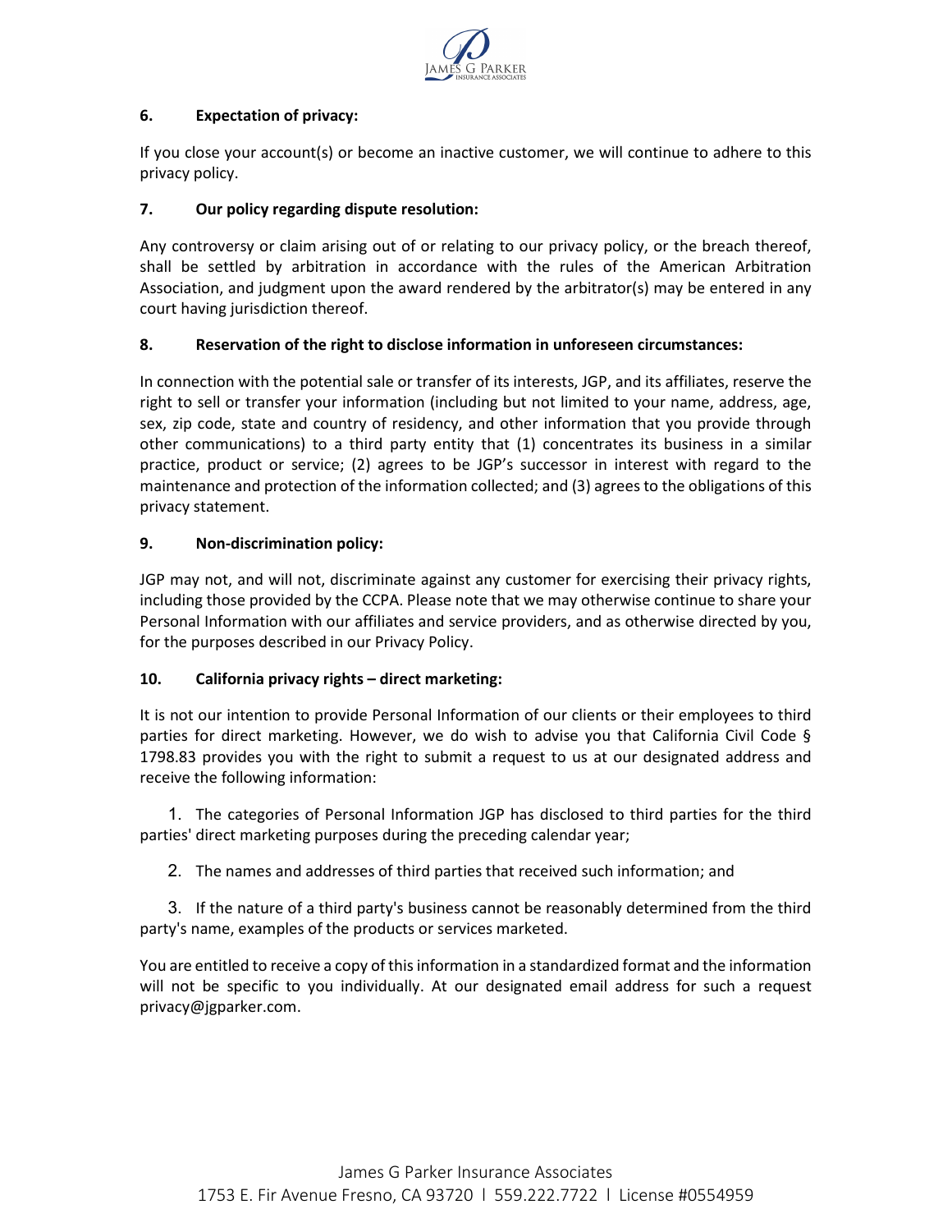### 6. Expectation of privacy:

If you close your account(s) or become an inactive customer, we will continue to adhere to this privacy policy.

### 7. Our policy regarding dispute resolution:

Any controversy or claim arising out of or relating to our privacy policy, or the breach thereof, shall be settled by arbitration in accordance with the rules of the American Arbitration Association, and judgment upon the award rendered by the arbitrator(s) may be entered in any court having jurisdiction thereof.

### 8. Reservation of the right to disclose information in unforeseen circumstances:

In connection with the potential sale or transfer of its interests, JGP, and its affiliates, reserve the right to sell or transfer your information (including but not limited to your name, address, age, sex, zip code, state and country of residency, and other information that you provide through other communications) to a third party entity that (1) concentrates its business in a similar practice, product or service; (2) agrees to be JGP's successor in interest with regard to the maintenance and protection of the information collected; and (3) agrees to the obligations of this privacy statement.

### 9. Non-discrimination policy:

JGP may not, and will not, discriminate against any customer for exercising their privacy rights, including those provided by the CCPA. Please note that we may otherwise continue to share your Personal Information with our affiliates and service providers, and as otherwise directed by you, for the purposes described in our Privacy Policy.

### 10. California privacy rights – direct marketing:

It is not our intention to provide Personal Information of our clients or their employees to third parties for direct marketing. However, we do wish to advise you that California Civil Code § 1798.83 provides you with the right to submit a request to us at our designated address and receive the following information:

1. The categories of Personal Information JGP has disclosed to third parties for the third parties' direct marketing purposes during the preceding calendar year;
2. The names and addresses of third parties that received such information; and
3. If the nature of a third party's business cannot be reasonably determined from the third party's name, examples of the products or services marketed.

You are entitled to receive a copy of this information in a standardized format and the information will not be specific to you individually. At our designated email address for such a request privacy@jgparker.com.

James G Parker Insurance Associates
1753 E. Fir Avenue Fresno, CA 93720 l 559.222.7722 l License #0554959